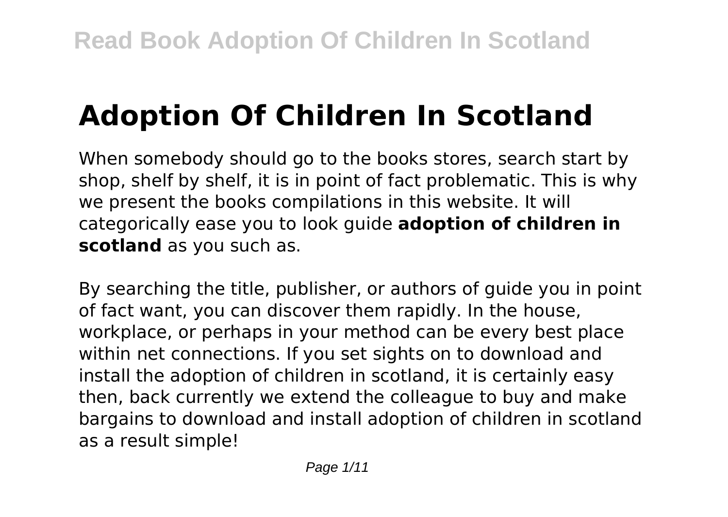# Adoption Of Children In Scotland

When somebody should go to the books stores, search start by shop, shelf by shelf, it is in point of fact problematic. This is why we present the books compilations in this website. It will categorically ease you to look guide **adoption of children in scotland** as you such as.

By searching the title, publisher, or authors of guide you in point of fact want, you can discover them rapidly. In the house, workplace, or perhaps in your method can be every best place within net connections. If you set sights on to download and install the adoption of children in scotland, it is certainly easy then, back currently we extend the colleague to buy and make bargains to download and install adoption of children in scotland as a result simple!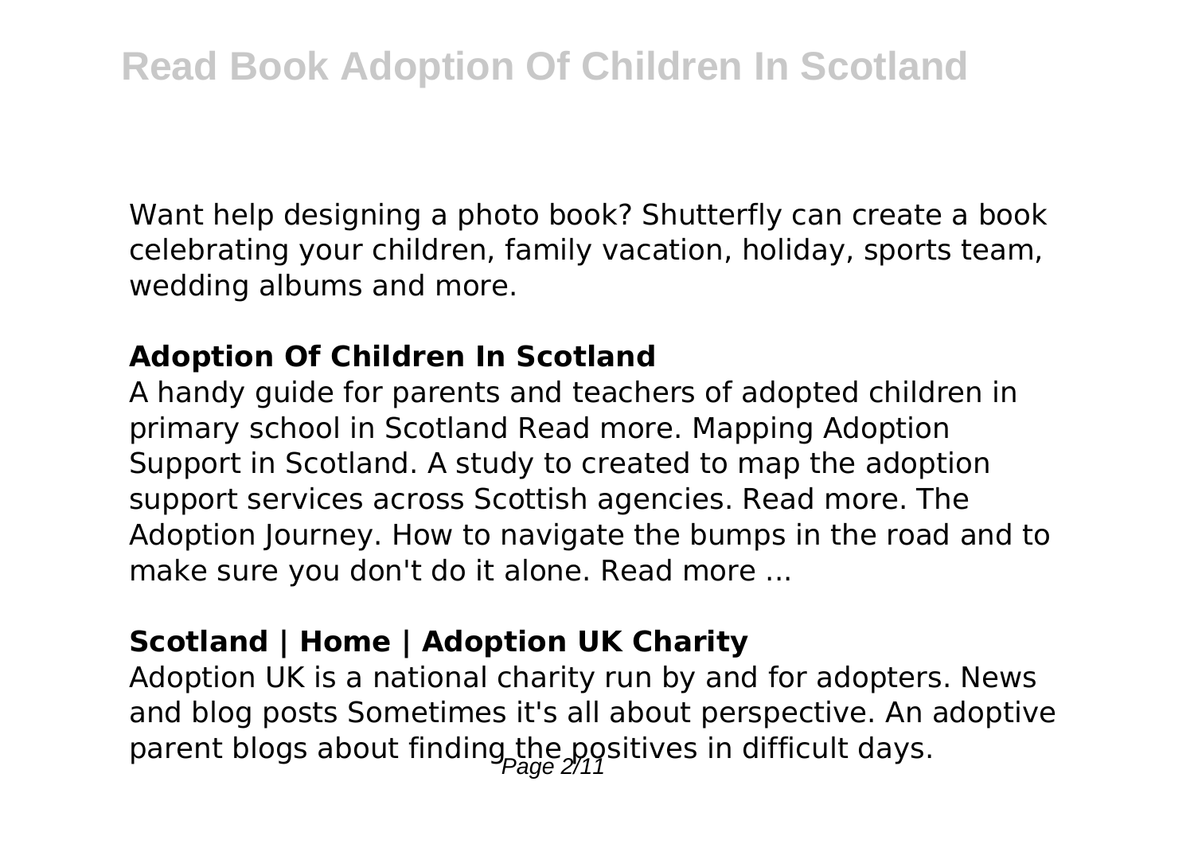Want help designing a photo book? Shutterfly can create a book celebrating your children, family vacation, holiday, sports team, wedding albums and more.

### Adoption Of Children In Scotland

A handy guide for parents and teachers of adopted children in primary school in Scotland Read more. Mapping Adoption Support in Scotland. A study to created to map the adoption support services across Scottish agencies. Read more. The Adoption Journey. How to navigate the bumps in the road and to make sure you don't do it alone. Read more ...

### Scotland | Home | Adoption UK Charity

Adoption UK is a national charity run by and for adopters. News and blog posts Sometimes it's all about perspective. An adoptive parent blogs about finding the positives in difficult days.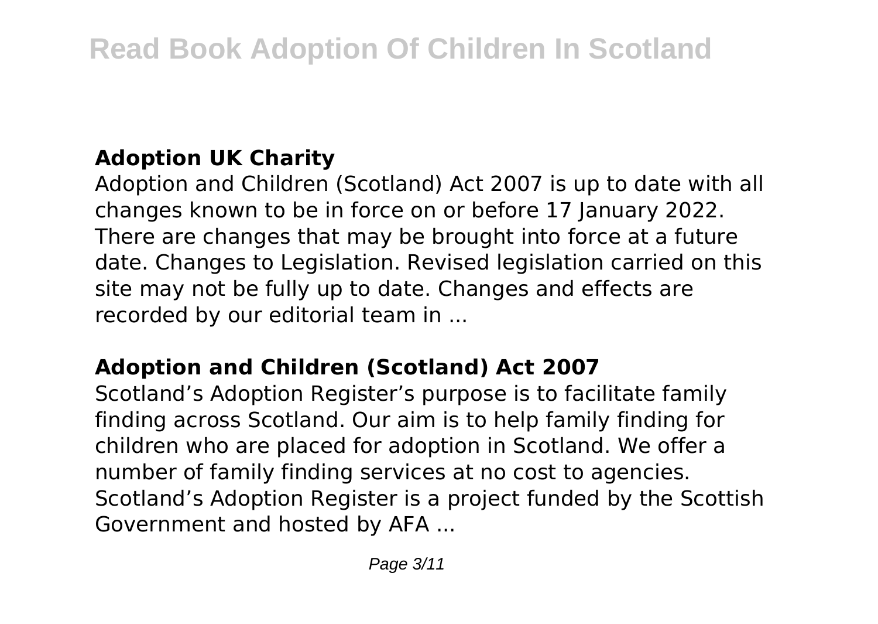## Adoption UK Charity

Adoption and Children (Scotland) Act 2007 is up to date with all changes known to be in force on or before 17 January 2022. There are changes that may be brought into force at a future date. Changes to Legislation. Revised legislation carried on this site may not be fully up to date. Changes and effects are recorded by our editorial team in ...

## Adoption and Children (Scotland) Act 2007

Scotland's Adoption Register's purpose is to facilitate family finding across Scotland. Our aim is to help family finding for children who are placed for adoption in Scotland. We offer a number of family finding services at no cost to agencies. Scotland's Adoption Register is a project funded by the Scottish Government and hosted by AFA ...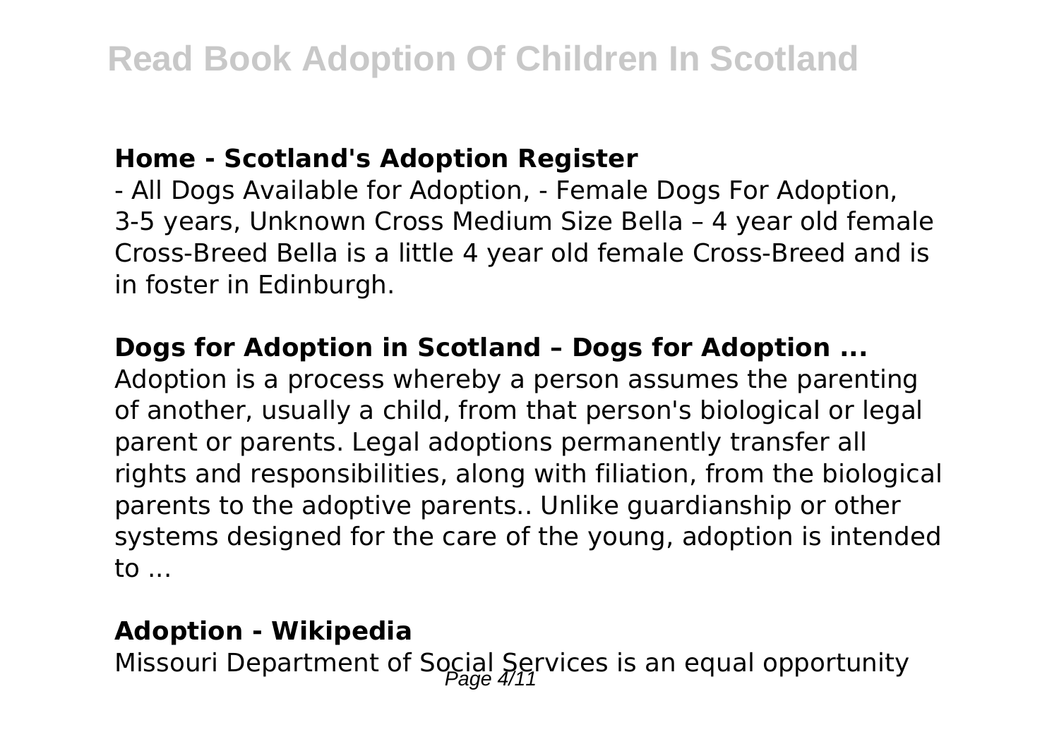**Home - Scotland's Adoption Register**

- All Dogs Available for Adoption, - Female Dogs For Adoption, 3-5 years, Unknown Cross Medium Size Bella – 4 year old female Cross-Breed Bella is a little 4 year old female Cross-Breed and is in foster in Edinburgh.

**Dogs for Adoption in Scotland – Dogs for Adoption ...**

Adoption is a process whereby a person assumes the parenting of another, usually a child, from that person's biological or legal parent or parents. Legal adoptions permanently transfer all rights and responsibilities, along with filiation, from the biological parents to the adoptive parents.. Unlike guardianship or other systems designed for the care of the young, adoption is intended to ...

**Adoption - Wikipedia**

Missouri Department of Social Services is an equal opportunity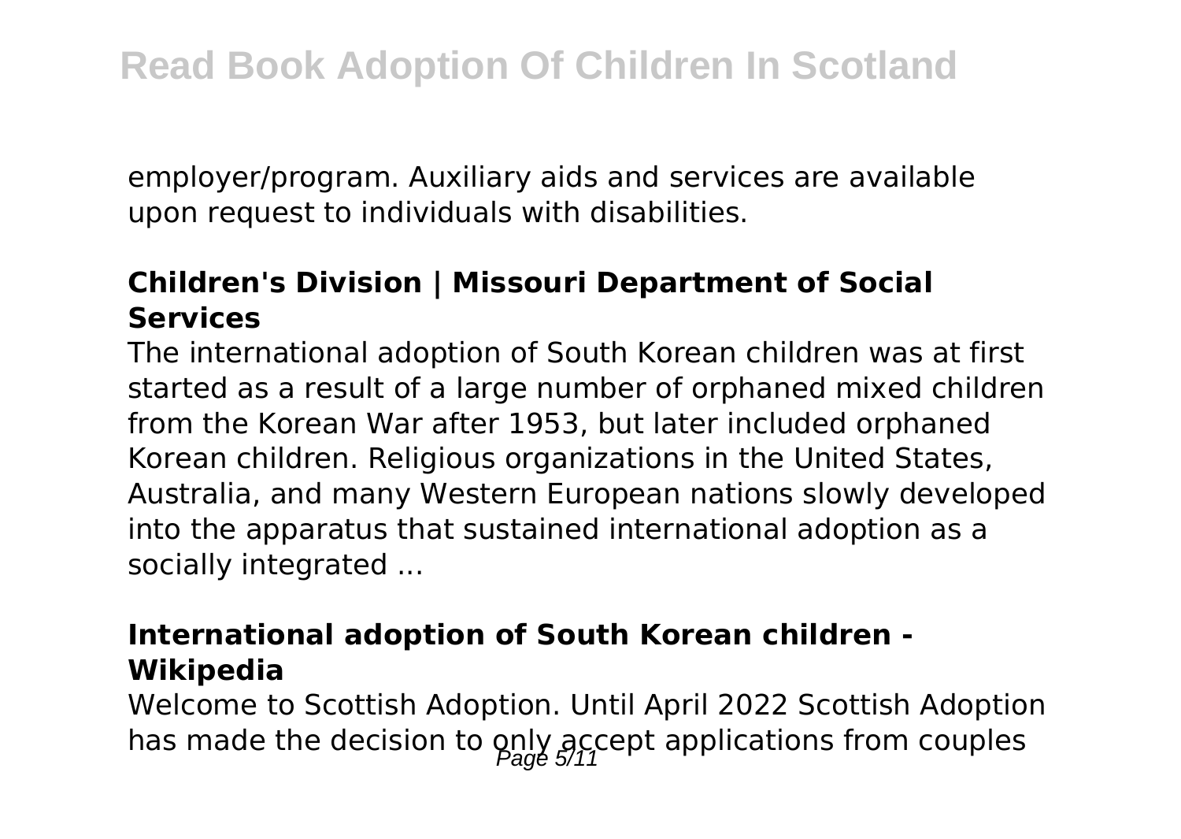employer/program. Auxiliary aids and services are available upon request to individuals with disabilities.

### Children's Division | Missouri Department of Social Services

The international adoption of South Korean children was at first started as a result of a large number of orphaned mixed children from the Korean War after 1953, but later included orphaned Korean children. Religious organizations in the United States, Australia, and many Western European nations slowly developed into the apparatus that sustained international adoption as a socially integrated ...

### International adoption of South Korean children - Wikipedia

Welcome to Scottish Adoption. Until April 2022 Scottish Adoption has made the decision to only accept applications from couples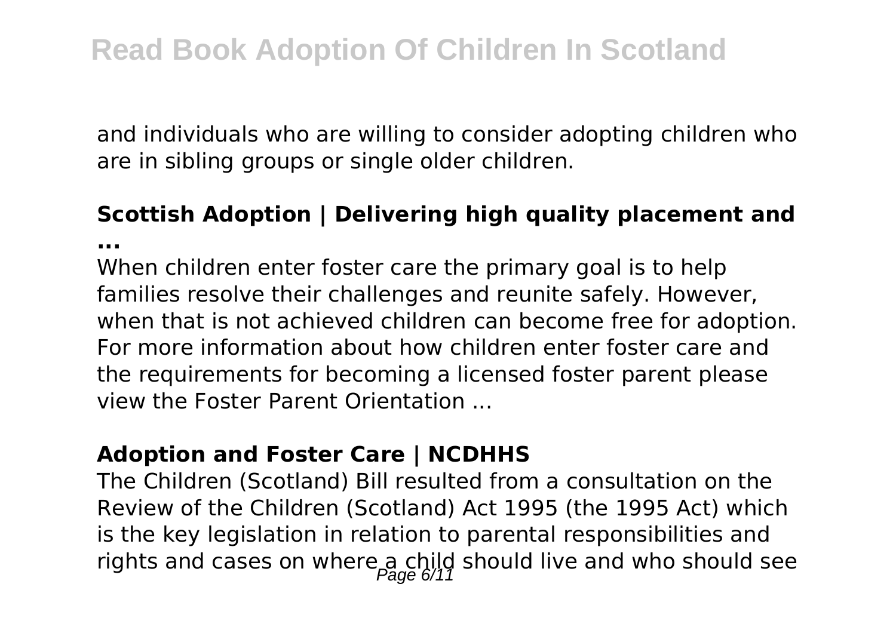and individuals who are willing to consider adopting children who are in sibling groups or single older children.

**Scottish Adoption | Delivering high quality placement and ...**

When children enter foster care the primary goal is to help families resolve their challenges and reunite safely. However, when that is not achieved children can become free for adoption. For more information about how children enter foster care and the requirements for becoming a licensed foster parent please view the Foster Parent Orientation ...

**Adoption and Foster Care | NCDHHS**

The Children (Scotland) Bill resulted from a consultation on the Review of the Children (Scotland) Act 1995 (the 1995 Act) which is the key legislation in relation to parental responsibilities and rights and cases on where a child should live and who should see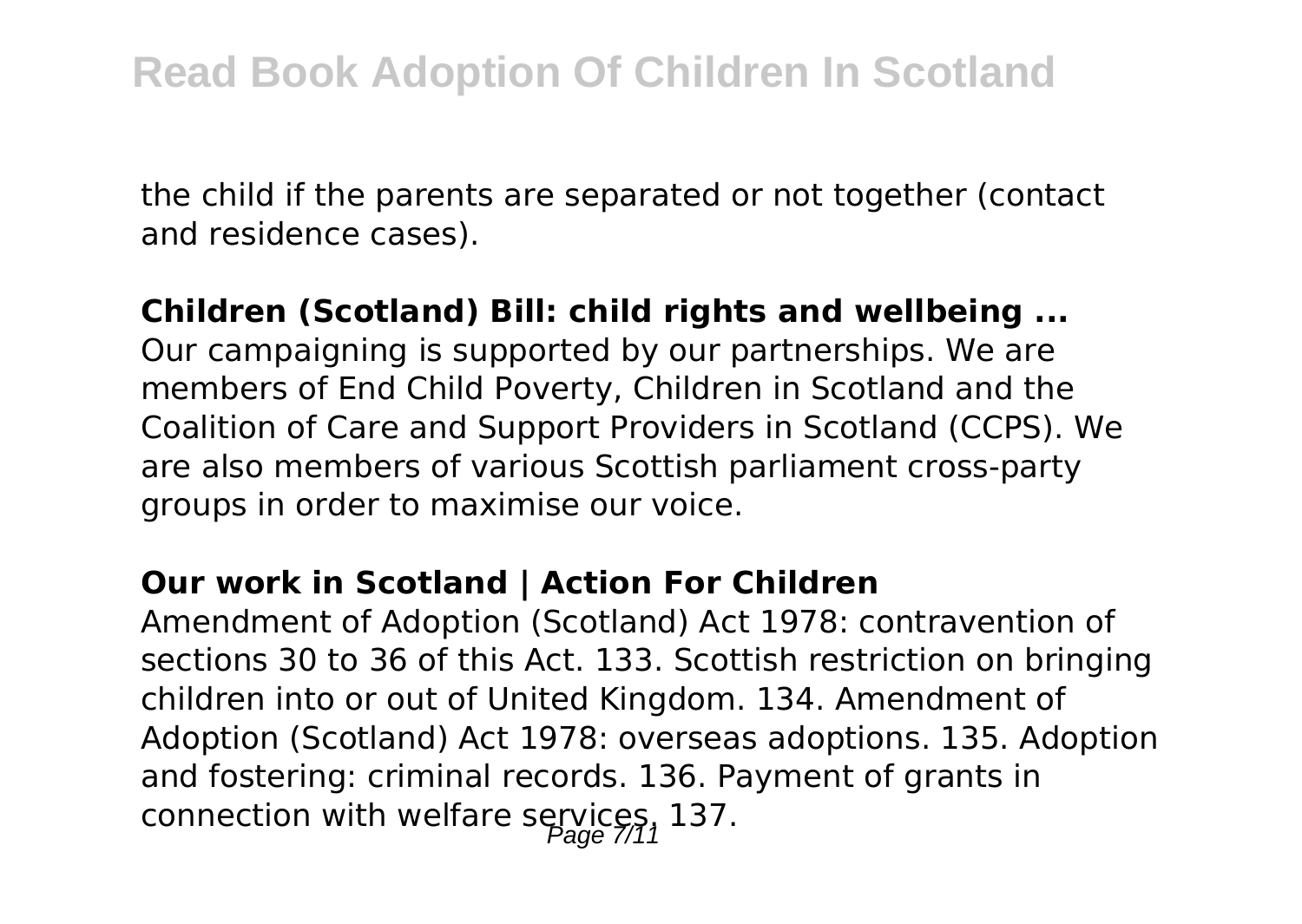the child if the parents are separated or not together (contact and residence cases).

**Children (Scotland) Bill: child rights and wellbeing ...**

Our campaigning is supported by our partnerships. We are members of End Child Poverty, Children in Scotland and the Coalition of Care and Support Providers in Scotland (CCPS). We are also members of various Scottish parliament cross-party groups in order to maximise our voice.

**Our work in Scotland | Action For Children**

Amendment of Adoption (Scotland) Act 1978: contravention of sections 30 to 36 of this Act. 133. Scottish restriction on bringing children into or out of United Kingdom. 134. Amendment of Adoption (Scotland) Act 1978: overseas adoptions. 135. Adoption and fostering: criminal records. 136. Payment of grants in connection with welfare services. 137.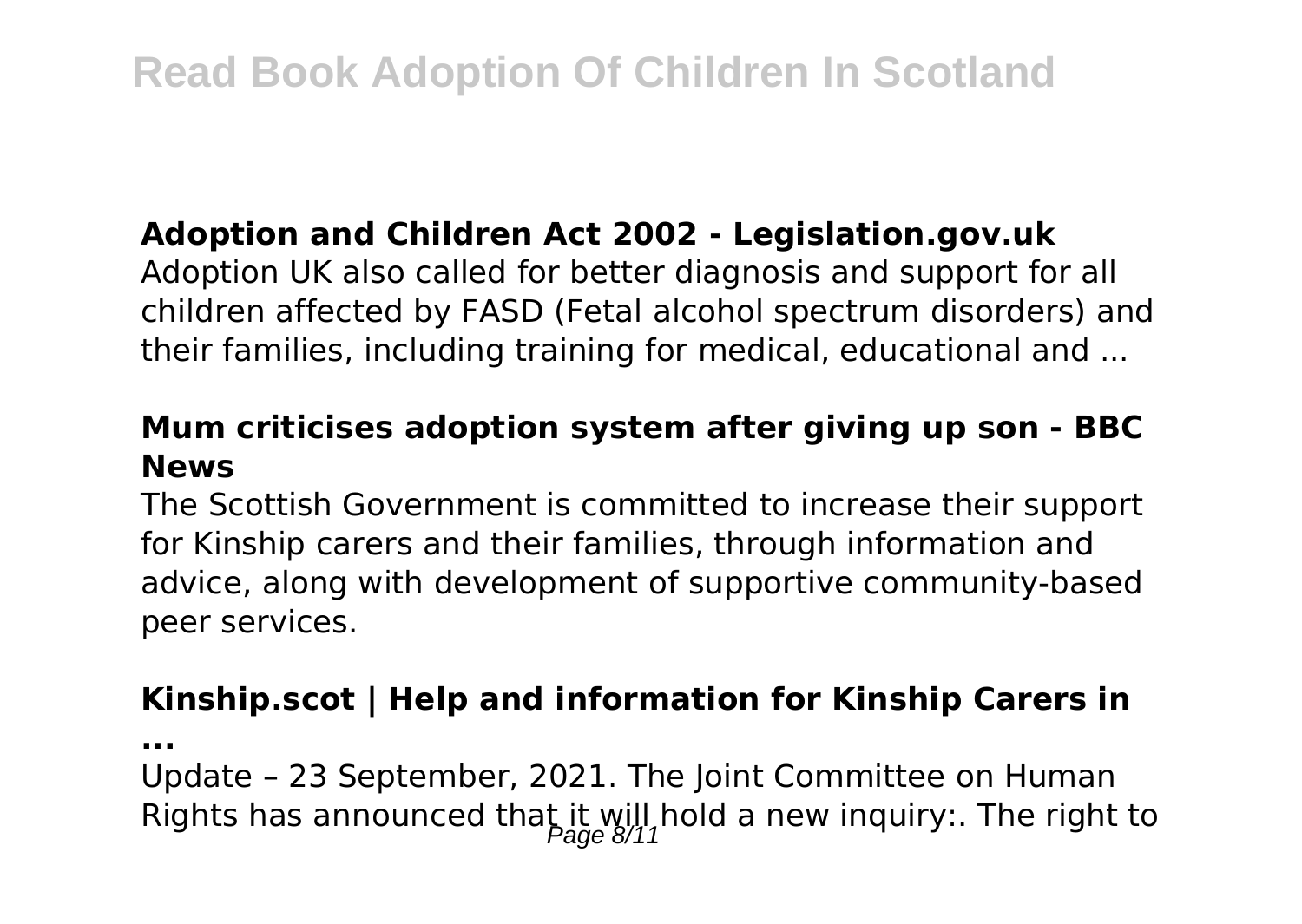### Adoption and Children Act 2002 - Legislation.gov.uk

Adoption UK also called for better diagnosis and support for all children affected by FASD (Fetal alcohol spectrum disorders) and their families, including training for medical, educational and ...

### Mum criticises adoption system after giving up son - BBC News

The Scottish Government is committed to increase their support for Kinship carers and their families, through information and advice, along with development of supportive community-based peer services.

### Kinship.scot | Help and information for Kinship Carers in ...

Update – 23 September, 2021. The Joint Committee on Human Rights has announced that it will hold a new inquiry:. The right to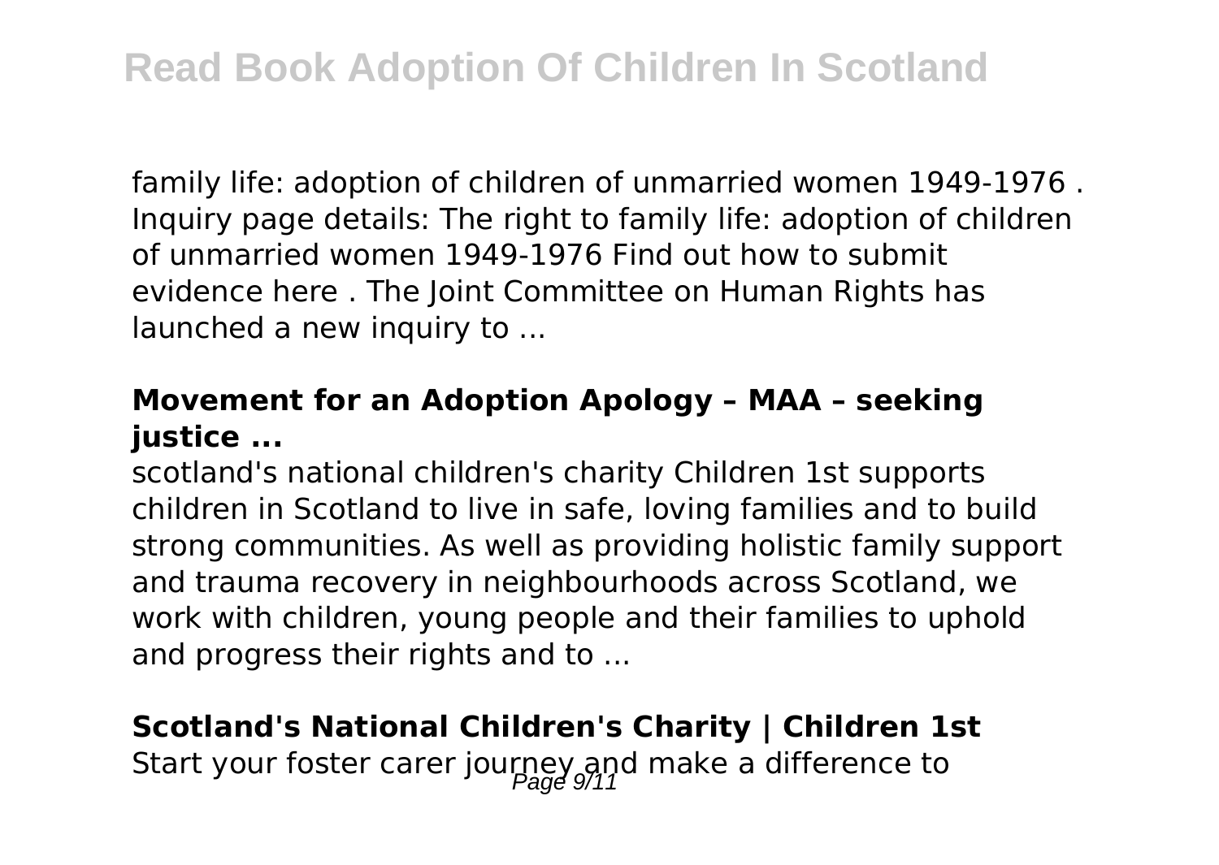family life: adoption of children of unmarried women 1949-1976 . Inquiry page details: The right to family life: adoption of children of unmarried women 1949-1976 Find out how to submit evidence here . The Joint Committee on Human Rights has launched a new inquiry to ...

### **Movement for an Adoption Apology – MAA – seeking justice ...**

scotland's national children's charity Children 1st supports children in Scotland to live in safe, loving families and to build strong communities. As well as providing holistic family support and trauma recovery in neighbourhoods across Scotland, we work with children, young people and their families to uphold and progress their rights and to ...

### **Scotland's National Children's Charity | Children 1st**

Start your foster carer journey and make a difference to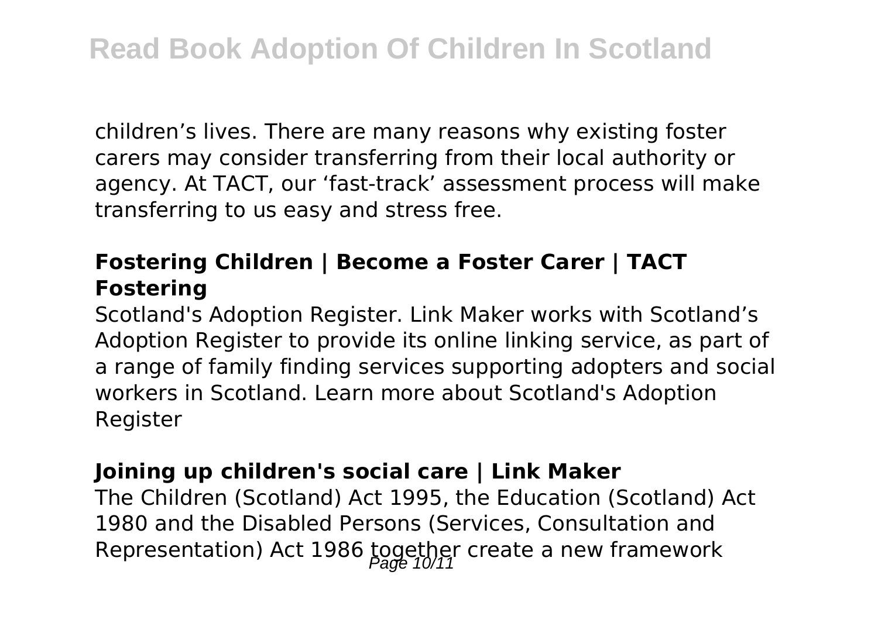children’s lives. There are many reasons why existing foster carers may consider transferring from their local authority or agency. At TACT, our ‘fast-track’ assessment process will make transferring to us easy and stress free.

### **Fostering Children | Become a Foster Carer | TACT Fostering**

Scotland's Adoption Register. Link Maker works with Scotland’s Adoption Register to provide its online linking service, as part of a range of family finding services supporting adopters and social workers in Scotland. Learn more about Scotland's Adoption Register

### **Joining up children's social care | Link Maker**

The Children (Scotland) Act 1995, the Education (Scotland) Act 1980 and the Disabled Persons (Services, Consultation and Representation) Act 1986 together create a new framework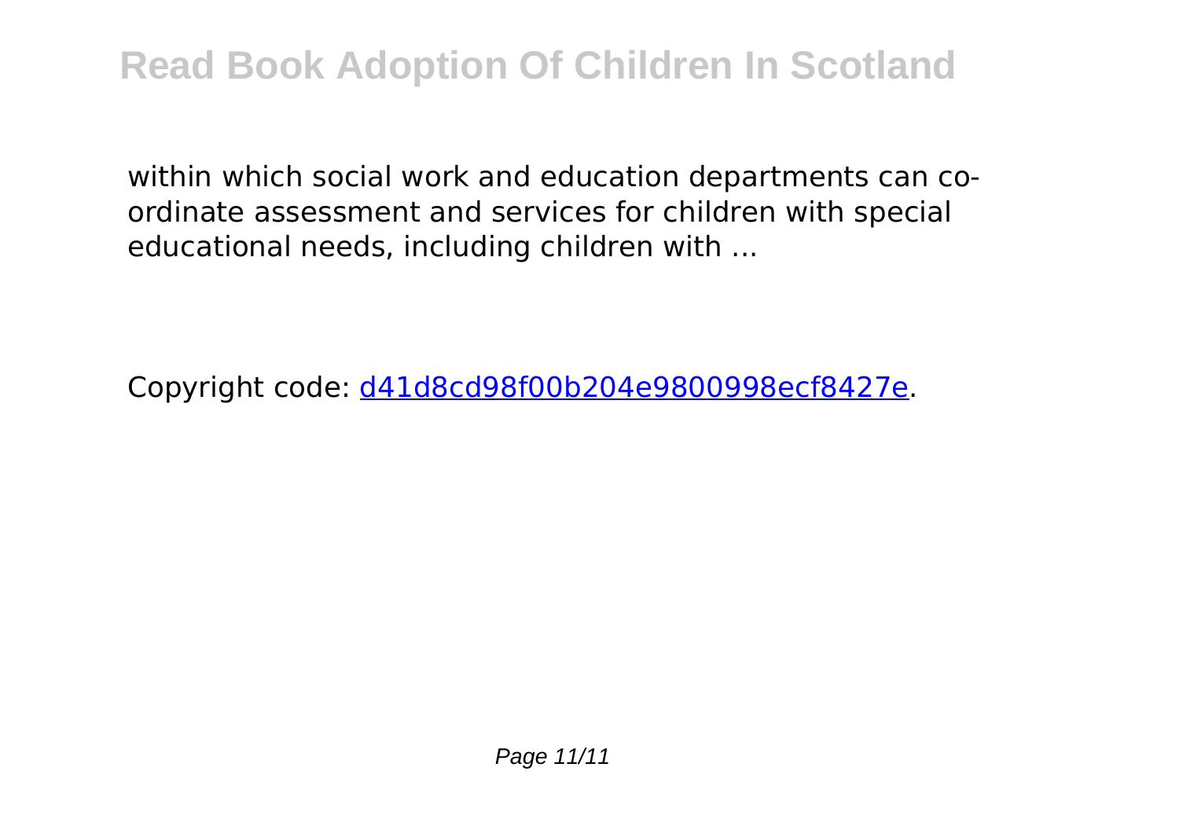within which social work and education departments can co-ordinate assessment and services for children with special educational needs, including children with ...

Copyright code: [d41d8cd98f00b204e9800998ecf8427e](d41d8cd98f00b204e9800998ecf8427e).